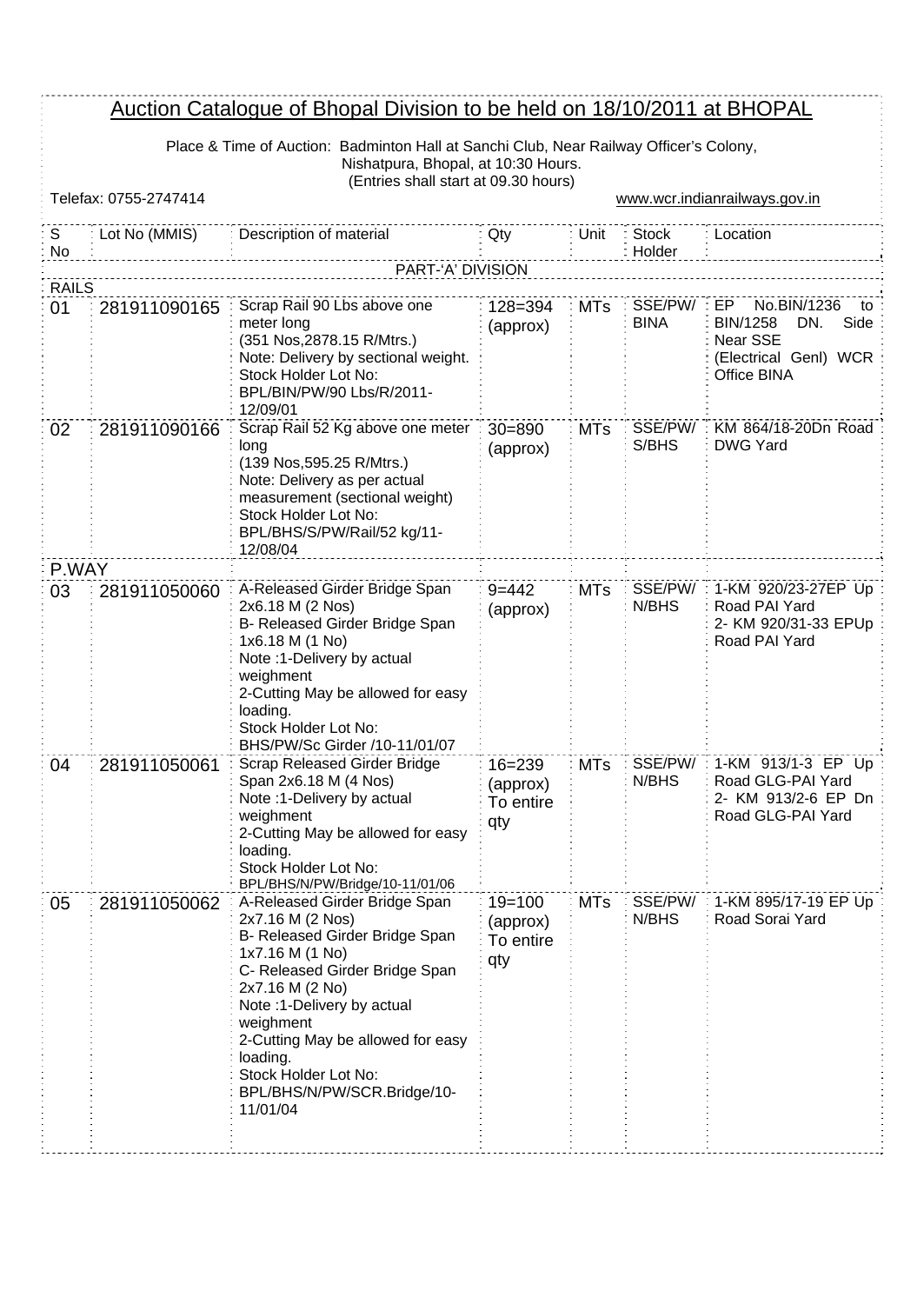# Auction Catalogue of Bhopal Division to be held on 18/10/2011 at BHOPAL

Place & Time of Auction: Badminton Hall at Sanchi Club, Near Railway Officer's Colony, Nishatpura, Bhopal, at 10:30 Hours.
(Entries shall start at 09.30 hours)

Telefax: 0755-2747414

www.wcr.indianrailways.gov.in

| S No | Lot No (MMIS) | Description of material | Qty | Unit | Stock Holder | Location |
|---|---|---|---|---|---|---|
| | | PART-'A' DIVISION | | | | |
| RAILS | | | | | | |
| 01 | 281911090165 | Scrap Rail 90 Lbs above one meter long (351 Nos,2878.15 R/Mtrs.) Note: Delivery by sectional weight. Stock Holder Lot No: BPL/BIN/PW/90 Lbs/R/2011-12/09/01 | 128=394 (approx) | MTs | SSE/PW/ BINA | EP No.BIN/1236 to BIN/1258 DN. Side Near SSE (Electrical Genl) WCR Office BINA |
| 02 | 281911090166 | Scrap Rail 52 Kg above one meter long (139 Nos,595.25 R/Mtrs.) Note: Delivery as per actual measurement (sectional weight) Stock Holder Lot No: BPL/BHS/S/PW/Rail/52 kg/11-12/08/04 | 30=890 (approx) | MTs | SSE/PW/ S/BHS | KM 864/18-20Dn Road DWG Yard |
| P.WAY | | | | | | |
| 03 | 281911050060 | A-Released Girder Bridge Span 2x6.18 M (2 Nos) B- Released Girder Bridge Span 1x6.18 M (1 No) Note :1-Delivery by actual weighment 2-Cutting May be allowed for easy loading. Stock Holder Lot No: BHS/PW/Sc Girder /10-11/01/07 | 9=442 (approx) | MTs | SSE/PW/ N/BHS | 1-KM 920/23-27EP Up Road PAI Yard 2- KM 920/31-33 EPUp Road PAI Yard |
| 04 | 281911050061 | Scrap Released Girder Bridge Span 2x6.18 M (4 Nos) Note :1-Delivery by actual weighment 2-Cutting May be allowed for easy loading. Stock Holder Lot No: BPL/BHS/N/PW/Bridge/10-11/01/06 | 16=239 (approx) To entire qty | MTs | SSE/PW/ N/BHS | 1-KM 913/1-3 EP Up Road GLG-PAI Yard 2- KM 913/2-6 EP Dn Road GLG-PAI Yard |
| 05 | 281911050062 | A-Released Girder Bridge Span 2x7.16 M (2 Nos) B- Released Girder Bridge Span 1x7.16 M (1 No) C- Released Girder Bridge Span 2x7.16 M (2 No) Note :1-Delivery by actual weighment 2-Cutting May be allowed for easy loading. Stock Holder Lot No: BPL/BHS/N/PW/SCR.Bridge/10-11/01/04 | 19=100 (approx) To entire qty | MTs | SSE/PW/ N/BHS | 1-KM 895/17-19 EP Up Road Sorai Yard |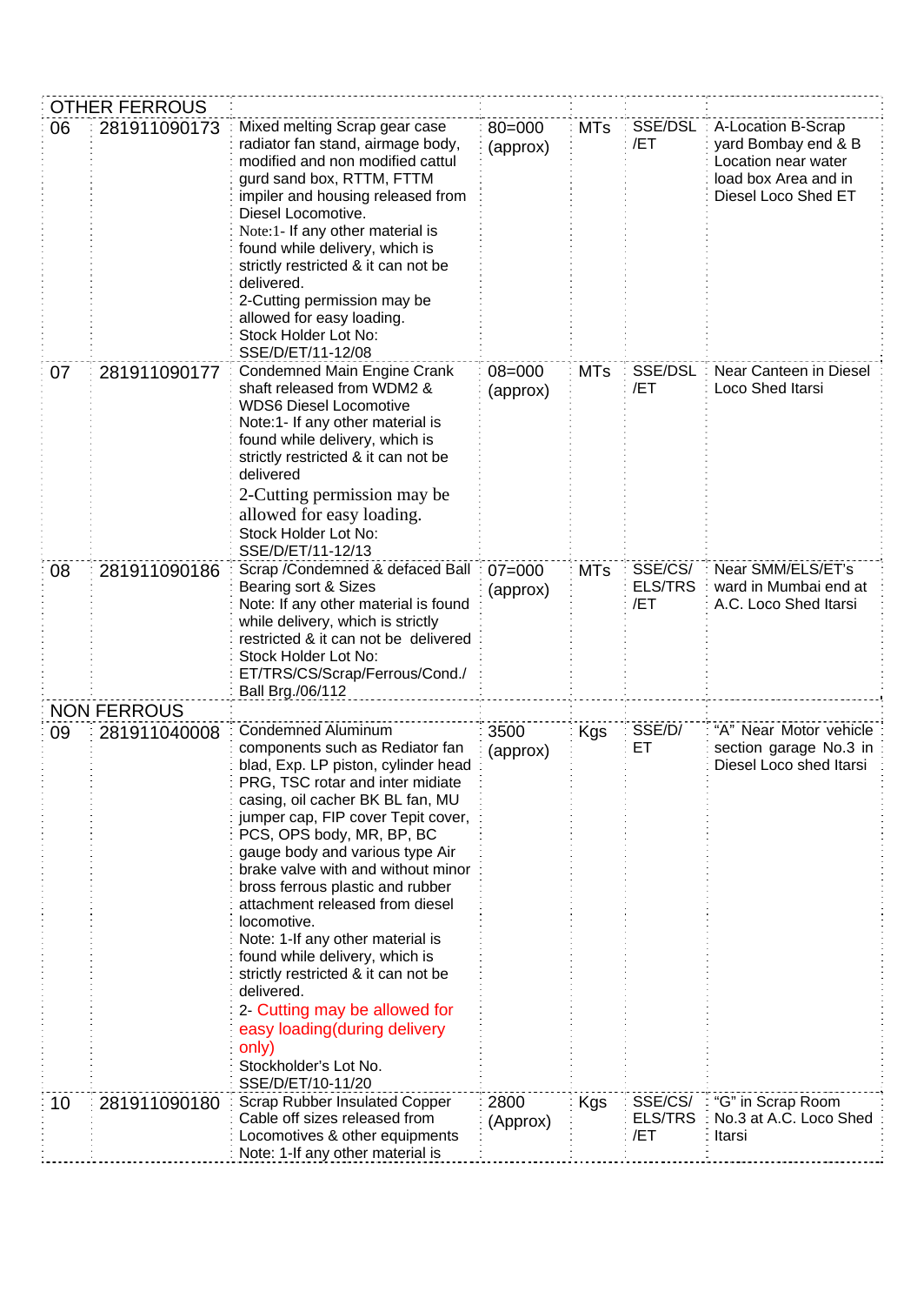| | | | | | | |
|---|---|---|---|---|---|---|
| OTHER FERROUS | | | | | | |
| 06 | 281911090173 | Mixed melting Scrap gear case radiator fan stand, airmage body, modified and non modified cattul gurd sand box, RTTM, FTTM impiler and housing released from Diesel Locomotive. Note:1- If any other material is found while delivery, which is strictly restricted & it can not be delivered. 2-Cutting permission may be allowed for easy loading. Stock Holder Lot No: SSE/D/ET/11-12/08 | 80=000 (approx) | MTs | SSE/DSL /ET | A-Location B-Scrap yard Bombay end & B Location near water load box Area and in Diesel Loco Shed ET |
| 07 | 281911090177 | Condemned Main Engine Crank shaft released from WDM2 & WDS6 Diesel Locomotive Note:1- If any other material is found while delivery, which is strictly restricted & it can not be delivered 2-Cutting permission may be allowed for easy loading. Stock Holder Lot No: SSE/D/ET/11-12/13 | 08=000 (approx) | MTs | SSE/DSL /ET | Near Canteen in Diesel Loco Shed Itarsi |
| 08 | 281911090186 | Scrap /Condemned & defaced Ball Bearing sort & Sizes Note: If any other material is found while delivery, which is strictly restricted & it can not be delivered Stock Holder Lot No: ET/TRS/CS/Scrap/Ferrous/Cond./ Ball Brg./06/112 | 07=000 (approx) | MTs | SSE/CS/ ELS/TRS /ET | Near SMM/ELS/ET's ward in Mumbai end at A.C. Loco Shed Itarsi |
| NON FERROUS | | | | | | |
| 09 | 281911040008 | Condemned Aluminum components such as Rediator fan blad, Exp. LP piston, cylinder head PRG, TSC rotar and inter midiate casing, oil cacher BK BL fan, MU jumper cap, FIP cover Tepit cover, PCS, OPS body, MR, BP, BC gauge body and various type Air brake valve with and without minor bross ferrous plastic and rubber attachment released from diesel locomotive. Note: 1-If any other material is found while delivery, which is strictly restricted & it can not be delivered. 2- Cutting may be allowed for easy loading(during delivery only) Stockholder's Lot No. SSE/D/ET/10-11/20 | 3500 (approx) | Kgs | SSE/D/ ET | "A" Near Motor vehicle section garage No.3 in Diesel Loco shed Itarsi |
| 10 | 281911090180 | Scrap Rubber Insulated Copper Cable off sizes released from Locomotives & other equipments Note: 1-If any other material is | 2800 (Approx) | Kgs | SSE/CS/ ELS/TRS /ET | "G" in Scrap Room No.3 at A.C. Loco Shed Itarsi |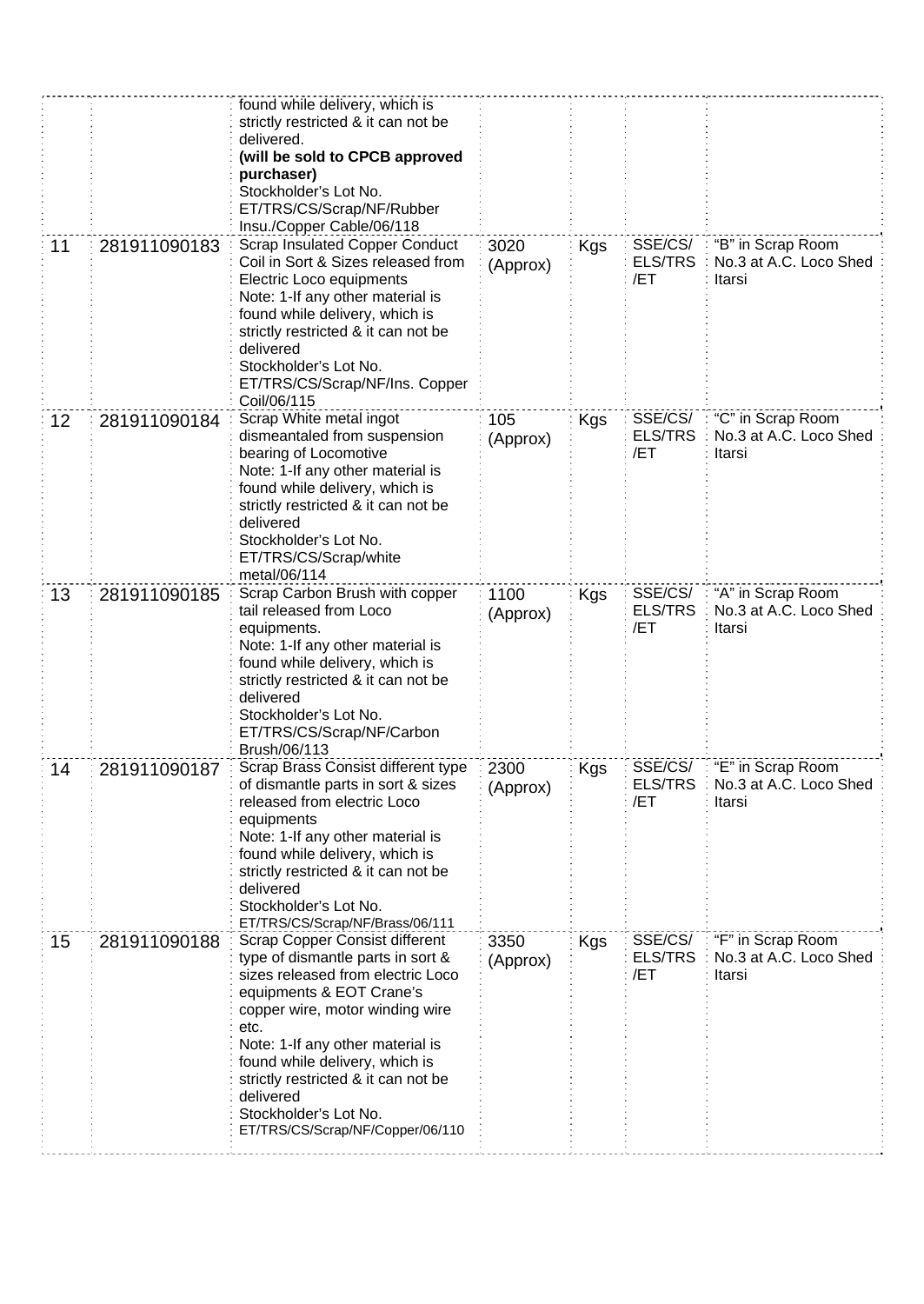| | | | | | | |
|---|---|---|---|---|---|---|
| | | found while delivery, which is strictly restricted & it can not be delivered. **(will be sold to CPCB approved purchaser)** Stockholder's Lot No. ET/TRS/CS/Scrap/NF/Rubber Insu./Copper Cable/06/118 | | | | |
| 11 | 281911090183 | Scrap Insulated Copper Conduct Coil in Sort & Sizes released from Electric Loco equipments Note: 1-If any other material is found while delivery, which is strictly restricted & it can not be delivered Stockholder's Lot No. ET/TRS/CS/Scrap/NF/Ins. Copper Coil/06/115 | 3020 (Approx) | Kgs | SSE/CS/ ELS/TRS /ET | "B" in Scrap Room No.3 at A.C. Loco Shed Itarsi |
| 12 | 281911090184 | Scrap White metal ingot dismeantaled from suspension bearing of Locomotive Note: 1-If any other material is found while delivery, which is strictly restricted & it can not be delivered Stockholder's Lot No. ET/TRS/CS/Scrap/white metal/06/114 | 105 (Approx) | Kgs | SSE/CS/ ELS/TRS /ET | "C" in Scrap Room No.3 at A.C. Loco Shed Itarsi |
| 13 | 281911090185 | Scrap Carbon Brush with copper tail released from Loco equipments. Note: 1-If any other material is found while delivery, which is strictly restricted & it can not be delivered Stockholder's Lot No. ET/TRS/CS/Scrap/NF/Carbon Brush/06/113 | 1100 (Approx) | Kgs | SSE/CS/ ELS/TRS /ET | "A" in Scrap Room No.3 at A.C. Loco Shed Itarsi |
| 14 | 281911090187 | Scrap Brass Consist different type of dismantle parts in sort & sizes released from electric Loco equipments Note: 1-If any other material is found while delivery, which is strictly restricted & it can not be delivered Stockholder's Lot No. ET/TRS/CS/Scrap/NF/Brass/06/111 | 2300 (Approx) | Kgs | SSE/CS/ ELS/TRS /ET | "E" in Scrap Room No.3 at A.C. Loco Shed Itarsi |
| 15 | 281911090188 | Scrap Copper Consist different type of dismantle parts in sort & sizes released from electric Loco equipments & EOT Crane's copper wire, motor winding wire etc. Note: 1-If any other material is found while delivery, which is strictly restricted & it can not be delivered Stockholder's Lot No. ET/TRS/CS/Scrap/NF/Copper/06/110 | 3350 (Approx) | Kgs | SSE/CS/ ELS/TRS /ET | "F" in Scrap Room No.3 at A.C. Loco Shed Itarsi |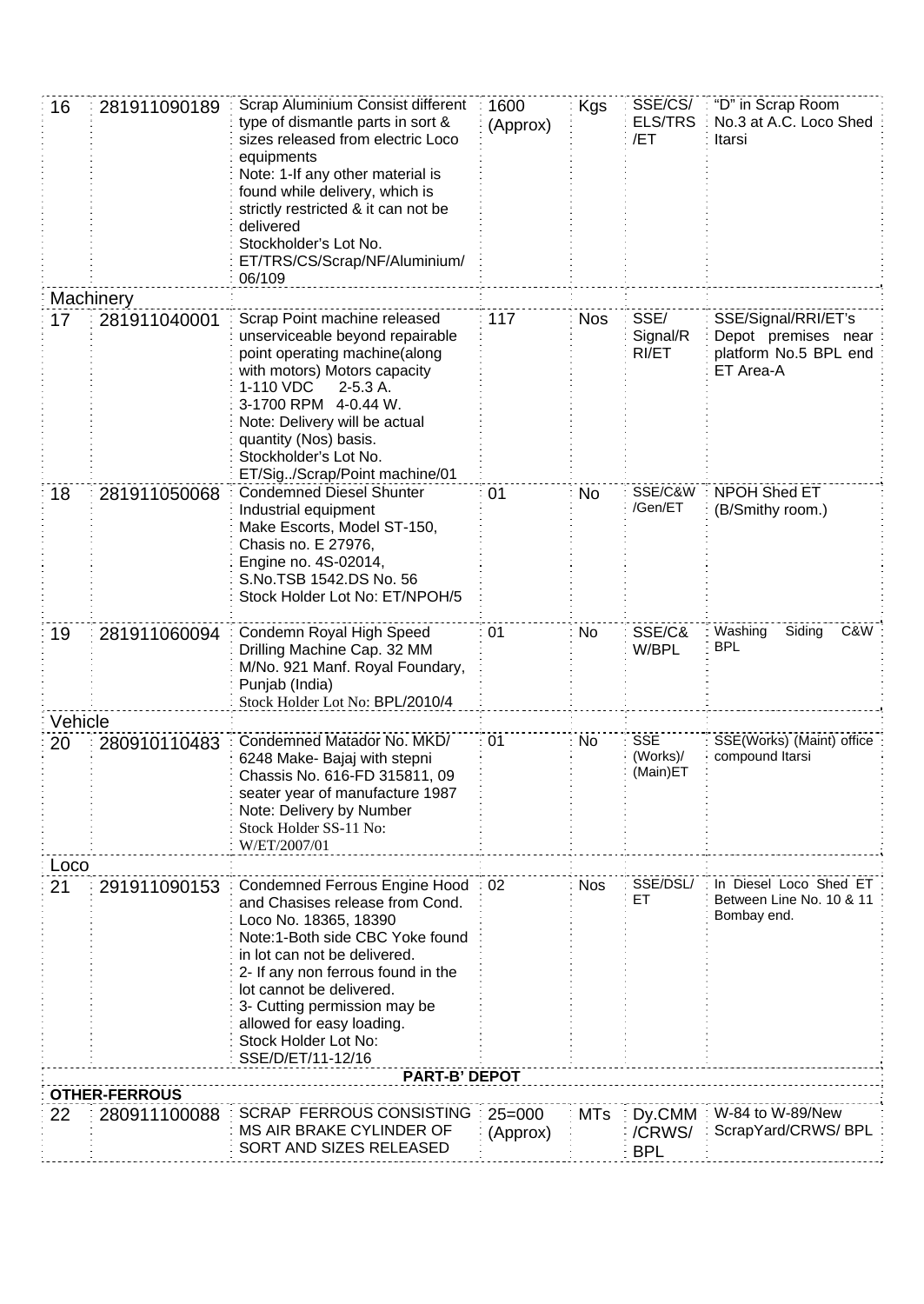| | | | | | | |
|---|---|---|---|---|---|---|
| 16 | 281911090189 | Scrap Aluminium Consist different type of dismantle parts in sort & sizes released from electric Loco equipments<br>Note: 1-If any other material is found while delivery, which is strictly restricted & it can not be delivered<br>Stockholder's Lot No. ET/TRS/CS/Scrap/NF/Aluminium/06/109 | 1600 (Approx) | Kgs | SSE/CS/ELS/TRS/ET | "D" in Scrap Room No.3 at A.C. Loco Shed Itarsi |
| Machinery | | | | | | |
| 17 | 281911040001 | Scrap Point machine released unserviceable beyond repairable point operating machine(along with motors) Motors capacity<br>1-110 VDC 2-5.3 A.<br>3-1700 RPM 4-0.44 W.<br>Note: Delivery will be actual quantity (Nos) basis.<br>Stockholder's Lot No. ET/Sig../Scrap/Point machine/01 | 117 | Nos | SSE/Signal/RRI/ET | SSE/Signal/RRI/ET's Depot premises near platform No.5 BPL end ET Area-A |
| 18 | 281911050068 | Condemned Diesel Shunter Industrial equipment<br>Make Escorts, Model ST-150, Chasis no. E 27976,<br>Engine no. 4S-02014,<br>S.No.TSB 1542.DS No. 56<br>Stock Holder Lot No: ET/NPOH/5 | 01 | No | SSE/C&W/Gen/ET | NPOH Shed ET (B/Smithy room.) |
| 19 | 281911060094 | Condemn Royal High Speed Drilling Machine Cap. 32 MM M/No. 921 Manf. Royal Foundary, Punjab (India)<br>Stock Holder Lot No: BPL/2010/4 | 01 | No | SSE/C&W/BPL | Washing Siding C&W BPL |
| Vehicle | | | | | | |
| 20 | 280910110483 | Condemned Matador No. MKD/6248 Make- Bajaj with stepni Chassis No. 616-FD 315811, 09 seater year of manufacture 1987<br>Note: Delivery by Number<br>Stock Holder SS-11 No: W/ET/2007/01 | 01 | No | SSE (Works)/(Main)ET | SSE(Works) (Maint) office compound Itarsi |
| Loco | | | | | | |
| 21 | 291911090153 | Condemned Ferrous Engine Hood and Chasises release from Cond. Loco No. 18365, 18390<br>Note:1-Both side CBC Yoke found in lot can not be delivered.<br>2- If any non ferrous found in the lot cannot be delivered.<br>3- Cutting permission may be allowed for easy loading.<br>Stock Holder Lot No: SSE/D/ET/11-12/16 | 02 | Nos | SSE/DSL/ET | In Diesel Loco Shed ET Between Line No. 10 & 11 Bombay end. |
| | | **PART-B' DEPOT** | | | | |
| **OTHER-FERROUS** | | | | | | |
| 22 | 280911100088 | SCRAP FERROUS CONSISTING MS AIR BRAKE CYLINDER OF SORT AND SIZES RELEASED | 25=000 (Approx) | MTs | Dy.CMM/CRWS/BPL | W-84 to W-89/New ScrapYard/CRWS/ BPL |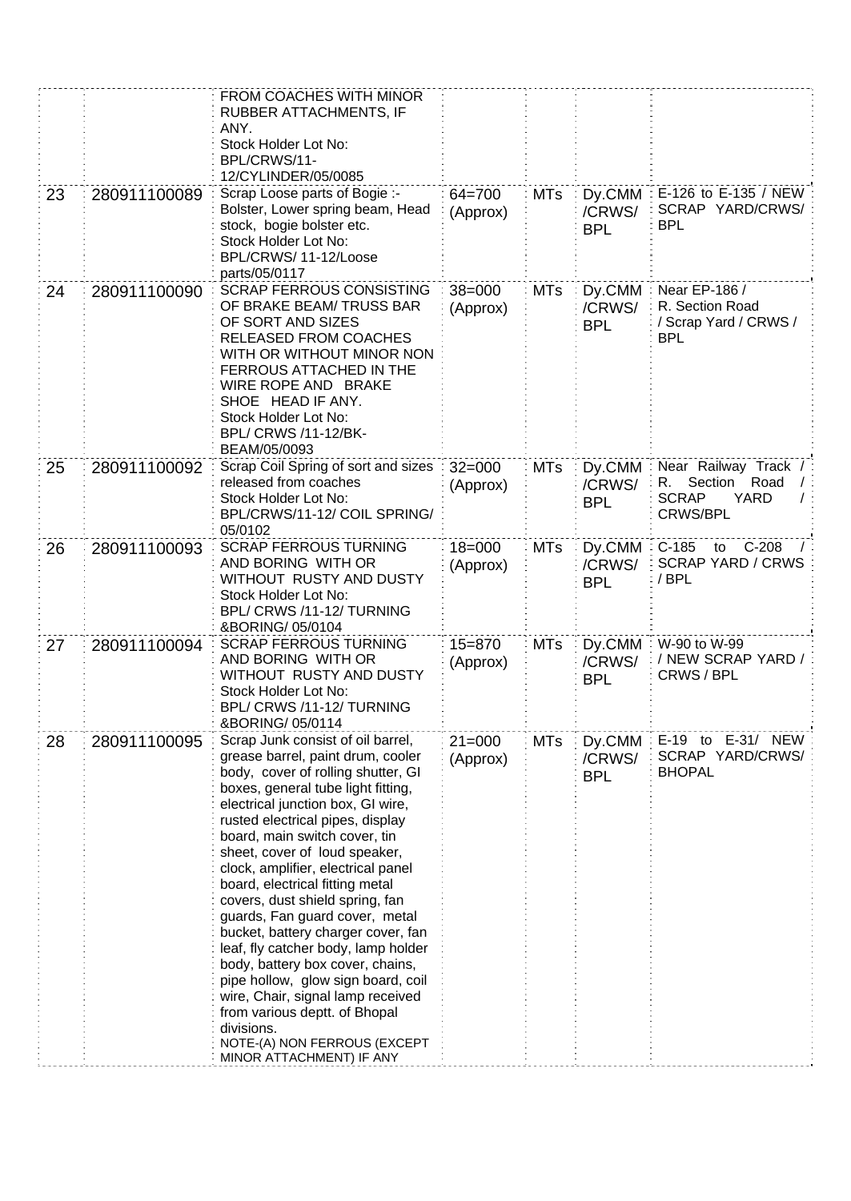| | | | | | | |
|---|---|---|---|---|---|---|
| | | FROM COACHES WITH MINOR RUBBER ATTACHMENTS, IF ANY. Stock Holder Lot No: BPL/CRWS/11-12/CYLINDER/05/0085 | | | | |
| 23 | 280911100089 | Scrap Loose parts of Bogie :- Bolster, Lower spring beam, Head stock, bogie bolster etc. Stock Holder Lot No: BPL/CRWS/ 11-12/Loose parts/05/0117 | 64=700 (Approx) | MTs | Dy.CMM /CRWS/ BPL | E-126 to E-135 / NEW SCRAP YARD/CRWS/ BPL |
| 24 | 280911100090 | SCRAP FERROUS CONSISTING OF BRAKE BEAM/ TRUSS BAR OF SORT AND SIZES RELEASED FROM COACHES WITH OR WITHOUT MINOR NON FERROUS ATTACHED IN THE WIRE ROPE AND BRAKE SHOE HEAD IF ANY. Stock Holder Lot No: BPL/ CRWS /11-12/BK-BEAM/05/0093 | 38=000 (Approx) | MTs | Dy.CMM /CRWS/ BPL | Near EP-186 / R. Section Road / Scrap Yard / CRWS / BPL |
| 25 | 280911100092 | Scrap Coil Spring of sort and sizes released from coaches Stock Holder Lot No: BPL/CRWS/11-12/ COIL SPRING/ 05/0102 | 32=000 (Approx) | MTs | Dy.CMM /CRWS/ BPL | Near Railway Track / R. Section Road / SCRAP YARD / CRWS/BPL |
| 26 | 280911100093 | SCRAP FERROUS TURNING AND BORING WITH OR WITHOUT RUSTY AND DUSTY Stock Holder Lot No: BPL/ CRWS /11-12/ TURNING &BORING/ 05/0104 | 18=000 (Approx) | MTs | Dy.CMM /CRWS/ BPL | C-185 to C-208 / SCRAP YARD / CRWS / BPL |
| 27 | 280911100094 | SCRAP FERROUS TURNING AND BORING WITH OR WITHOUT RUSTY AND DUSTY Stock Holder Lot No: BPL/ CRWS /11-12/ TURNING &BORING/ 05/0114 | 15=870 (Approx) | MTs | Dy.CMM /CRWS/ BPL | W-90 to W-99 / NEW SCRAP YARD / CRWS / BPL |
| 28 | 280911100095 | Scrap Junk consist of oil barrel, grease barrel, paint drum, cooler body, cover of rolling shutter, GI boxes, general tube light fitting, electrical junction box, GI wire, rusted electrical pipes, display board, main switch cover, tin sheet, cover of loud speaker, clock, amplifier, electrical panel board, electrical fitting metal covers, dust shield spring, fan guards, Fan guard cover, metal bucket, battery charger cover, fan leaf, fly catcher body, lamp holder body, battery box cover, chains, pipe hollow, glow sign board, coil wire, Chair, signal lamp received from various deptt. of Bhopal divisions. NOTE-(A) NON FERROUS (EXCEPT MINOR ATTACHMENT) IF ANY | 21=000 (Approx) | MTs | Dy.CMM /CRWS/ BPL | E-19 to E-31/ NEW SCRAP YARD/CRWS/ BHOPAL |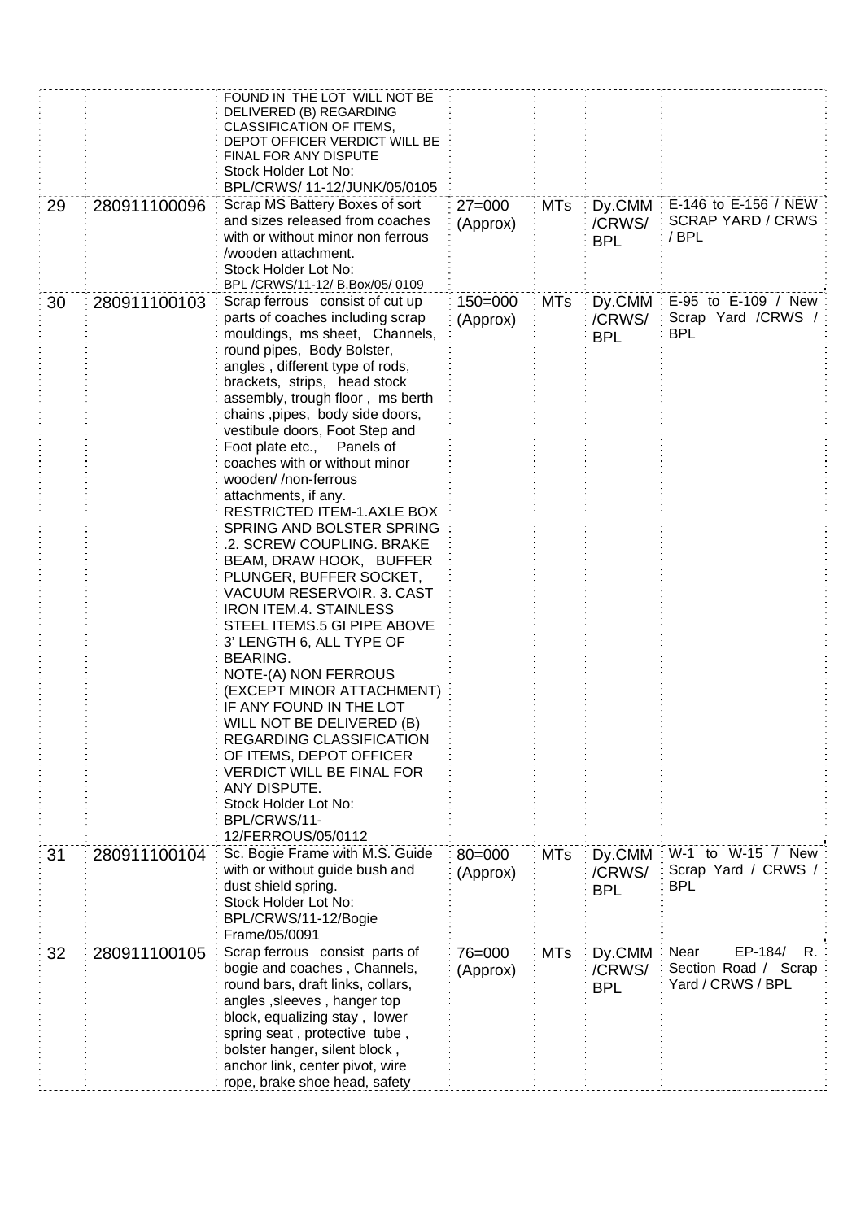|  |  |  |  |  |  |  |
|---|---|---|---|---|---|---|
|  |  | FOUND IN THE LOT WILL NOT BE DELIVERED (B) REGARDING CLASSIFICATION OF ITEMS, DEPOT OFFICER VERDICT WILL BE FINAL FOR ANY DISPUTE<br>Stock Holder Lot No: BPL/CRWS/ 11-12/JUNK/05/0105 |  |  |  |  |
| 29 | 280911100096 | Scrap MS Battery Boxes of sort and sizes released from coaches with or without minor non ferrous /wooden attachment.<br>Stock Holder Lot No: BPL /CRWS/11-12/ B.Box/05/ 0109 | 27=000 (Approx) | MTs | Dy.CMM /CRWS/ BPL | E-146 to E-156 / NEW SCRAP YARD / CRWS / BPL |
| 30 | 280911100103 | Scrap ferrous consist of cut up parts of coaches including scrap mouldings, ms sheet, Channels, round pipes, Body Bolster, angles , different type of rods, brackets, strips, head stock assembly, trough floor , ms berth chains ,pipes, body side doors, vestibule doors, Foot Step and Foot plate etc., Panels of coaches with or without minor wooden/ /non-ferrous attachments, if any.<br>RESTRICTED ITEM-1.AXLE BOX SPRING AND BOLSTER SPRING .2. SCREW COUPLING. BRAKE BEAM, DRAW HOOK, BUFFER PLUNGER, BUFFER SOCKET, VACUUM RESERVOIR. 3. CAST IRON ITEM.4. STAINLESS STEEL ITEMS.5 GI PIPE ABOVE 3' LENGTH 6, ALL TYPE OF BEARING.<br>NOTE-(A) NON FERROUS (EXCEPT MINOR ATTACHMENT) IF ANY FOUND IN THE LOT WILL NOT BE DELIVERED (B) REGARDING CLASSIFICATION OF ITEMS, DEPOT OFFICER VERDICT WILL BE FINAL FOR ANY DISPUTE.<br>Stock Holder Lot No: BPL/CRWS/11-12/FERROUS/05/0112 | 150=000 (Approx) | MTs | Dy.CMM /CRWS/ BPL | E-95 to E-109 / New Scrap Yard /CRWS / BPL |
| 31 | 280911100104 | Sc. Bogie Frame with M.S. Guide with or without guide bush and dust shield spring.<br>Stock Holder Lot No: BPL/CRWS/11-12/Bogie Frame/05/0091 | 80=000 (Approx) | MTs | Dy.CMM /CRWS/ BPL | W-1 to W-15 / New Scrap Yard / CRWS / BPL |
| 32 | 280911100105 | Scrap ferrous consist parts of bogie and coaches , Channels, round bars, draft links, collars, angles ,sleeves , hanger top block, equalizing stay , lower spring seat , protective tube , bolster hanger, silent block , anchor link, center pivot, wire rope, brake shoe head, safety | 76=000 (Approx) | MTs | Dy.CMM /CRWS/ BPL | Near EP-184/ R. Section Road / Scrap Yard / CRWS / BPL |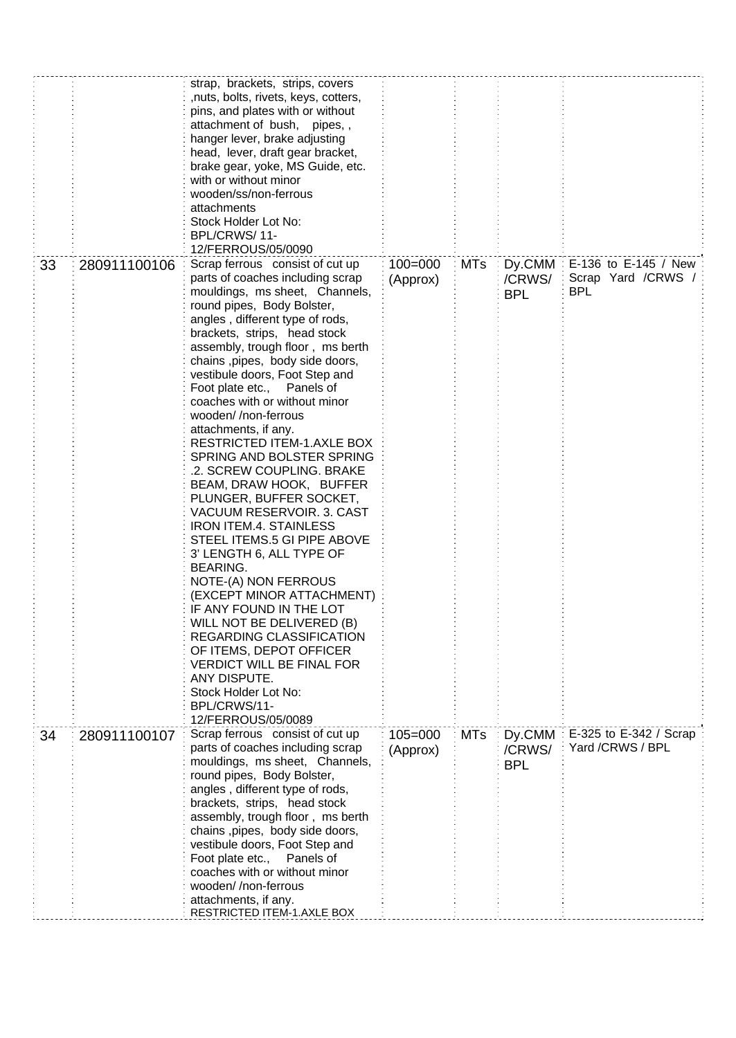| | | | | | | |
|---|---|---|---|---|---|---|
| | | strap, brackets, strips, covers ,nuts, bolts, rivets, keys, cotters, pins, and plates with or without attachment of bush, pipes, , hanger lever, brake adjusting head, lever, draft gear bracket, brake gear, yoke, MS Guide, etc. with or without minor wooden/ss/non-ferrous attachments<br>Stock Holder Lot No: BPL/CRWS/ 11-12/FERROUS/05/0090 | | | | |
| 33 | 280911100106 | Scrap ferrous consist of cut up parts of coaches including scrap mouldings, ms sheet, Channels, round pipes, Body Bolster, angles , different type of rods, brackets, strips, head stock assembly, trough floor , ms berth chains ,pipes, body side doors, vestibule doors, Foot Step and Foot plate etc., Panels of coaches with or without minor wooden/ /non-ferrous attachments, if any.<br>RESTRICTED ITEM-1.AXLE BOX SPRING AND BOLSTER SPRING .2. SCREW COUPLING. BRAKE BEAM, DRAW HOOK, BUFFER PLUNGER, BUFFER SOCKET, VACUUM RESERVOIR. 3. CAST IRON ITEM.4. STAINLESS STEEL ITEMS.5 GI PIPE ABOVE 3' LENGTH 6, ALL TYPE OF BEARING.<br>NOTE-(A) NON FERROUS (EXCEPT MINOR ATTACHMENT) IF ANY FOUND IN THE LOT WILL NOT BE DELIVERED (B) REGARDING CLASSIFICATION OF ITEMS, DEPOT OFFICER VERDICT WILL BE FINAL FOR ANY DISPUTE.<br>Stock Holder Lot No: BPL/CRWS/11-12/FERROUS/05/0089 | 100=000 (Approx) | MTs | Dy.CMM /CRWS/ BPL | E-136 to E-145 / New Scrap Yard /CRWS / BPL |
| 34 | 280911100107 | Scrap ferrous consist of cut up parts of coaches including scrap mouldings, ms sheet, Channels, round pipes, Body Bolster, angles , different type of rods, brackets, strips, head stock assembly, trough floor , ms berth chains ,pipes, body side doors, vestibule doors, Foot Step and Foot plate etc., Panels of coaches with or without minor wooden/ /non-ferrous attachments, if any.<br>RESTRICTED ITEM-1.AXLE BOX | 105=000 (Approx) | MTs | Dy.CMM /CRWS/ BPL | E-325 to E-342 / Scrap Yard /CRWS / BPL |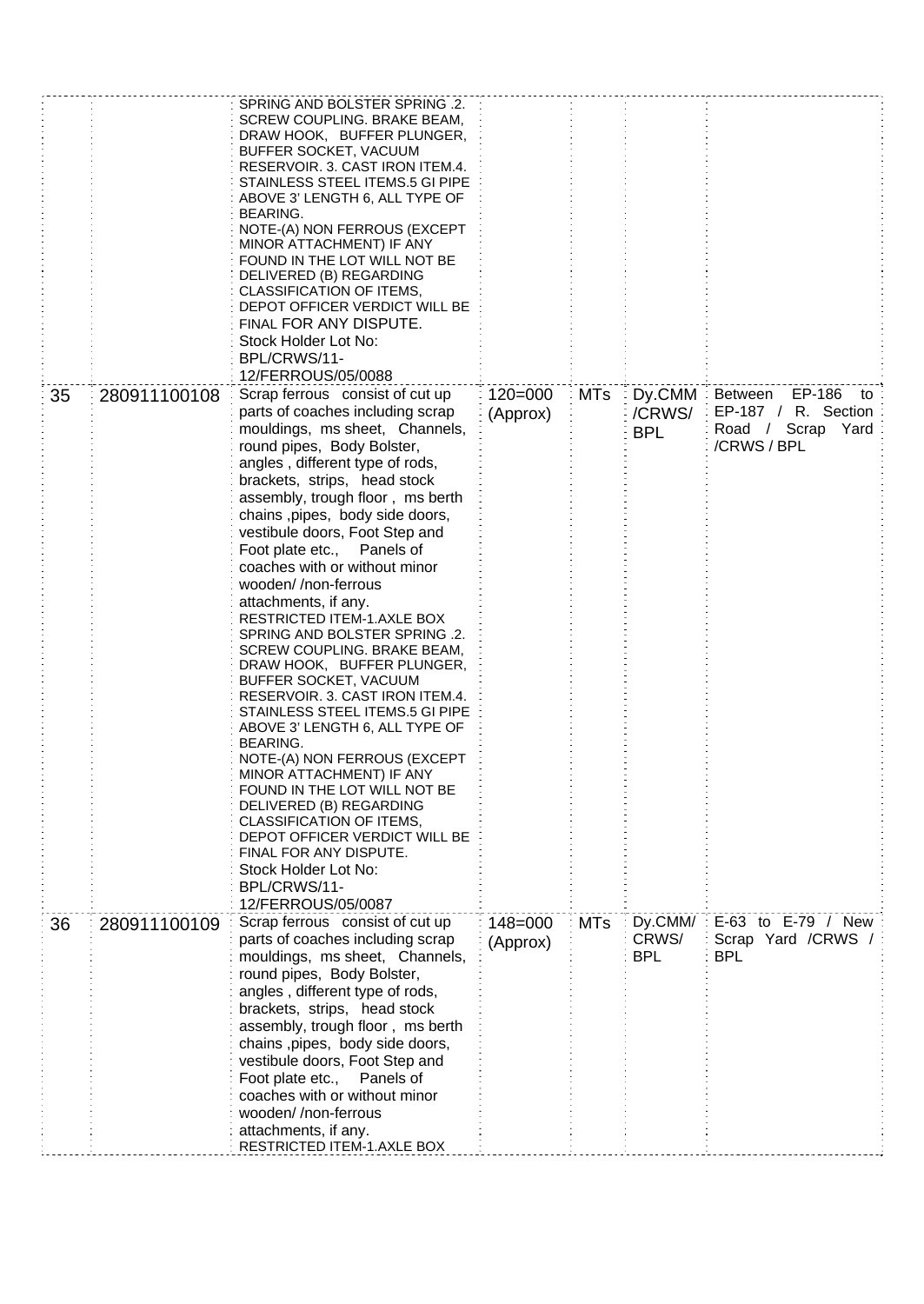|  |  |  |  |  |  |  |
|---|---|---|---|---|---|---|
|  |  | SPRING AND BOLSTER SPRING .2. SCREW COUPLING. BRAKE BEAM, DRAW HOOK, BUFFER PLUNGER, BUFFER SOCKET, VACUUM RESERVOIR. 3. CAST IRON ITEM.4. STAINLESS STEEL ITEMS.5 GI PIPE ABOVE 3' LENGTH 6, ALL TYPE OF BEARING. NOTE-(A) NON FERROUS (EXCEPT MINOR ATTACHMENT) IF ANY FOUND IN THE LOT WILL NOT BE DELIVERED (B) REGARDING CLASSIFICATION OF ITEMS, DEPOT OFFICER VERDICT WILL BE FINAL FOR ANY DISPUTE. Stock Holder Lot No: BPL/CRWS/11-12/FERROUS/05/0088 |  |  |  |  |
| 35 | 280911100108 | Scrap ferrous consist of cut up parts of coaches including scrap mouldings, ms sheet, Channels, round pipes, Body Bolster, angles , different type of rods, brackets, strips, head stock assembly, trough floor , ms berth chains ,pipes, body side doors, vestibule doors, Foot Step and Foot plate etc., Panels of coaches with or without minor wooden/ /non-ferrous attachments, if any. RESTRICTED ITEM-1.AXLE BOX SPRING AND BOLSTER SPRING .2. SCREW COUPLING. BRAKE BEAM, DRAW HOOK, BUFFER PLUNGER, BUFFER SOCKET, VACUUM RESERVOIR. 3. CAST IRON ITEM.4. STAINLESS STEEL ITEMS.5 GI PIPE ABOVE 3' LENGTH 6, ALL TYPE OF BEARING. NOTE-(A) NON FERROUS (EXCEPT MINOR ATTACHMENT) IF ANY FOUND IN THE LOT WILL NOT BE DELIVERED (B) REGARDING CLASSIFICATION OF ITEMS, DEPOT OFFICER VERDICT WILL BE FINAL FOR ANY DISPUTE. Stock Holder Lot No: BPL/CRWS/11-12/FERROUS/05/0087 | 120=000 (Approx) | MTs | Dy.CMM /CRWS/ BPL | Between EP-186 to EP-187 / R. Section Road / Scrap Yard /CRWS / BPL |
| 36 | 280911100109 | Scrap ferrous consist of cut up parts of coaches including scrap mouldings, ms sheet, Channels, round pipes, Body Bolster, angles , different type of rods, brackets, strips, head stock assembly, trough floor , ms berth chains ,pipes, body side doors, vestibule doors, Foot Step and Foot plate etc., Panels of coaches with or without minor wooden/ /non-ferrous attachments, if any. RESTRICTED ITEM-1.AXLE BOX | 148=000 (Approx) | MTs | Dy.CMM/ CRWS/ BPL | E-63 to E-79 / New Scrap Yard /CRWS / BPL |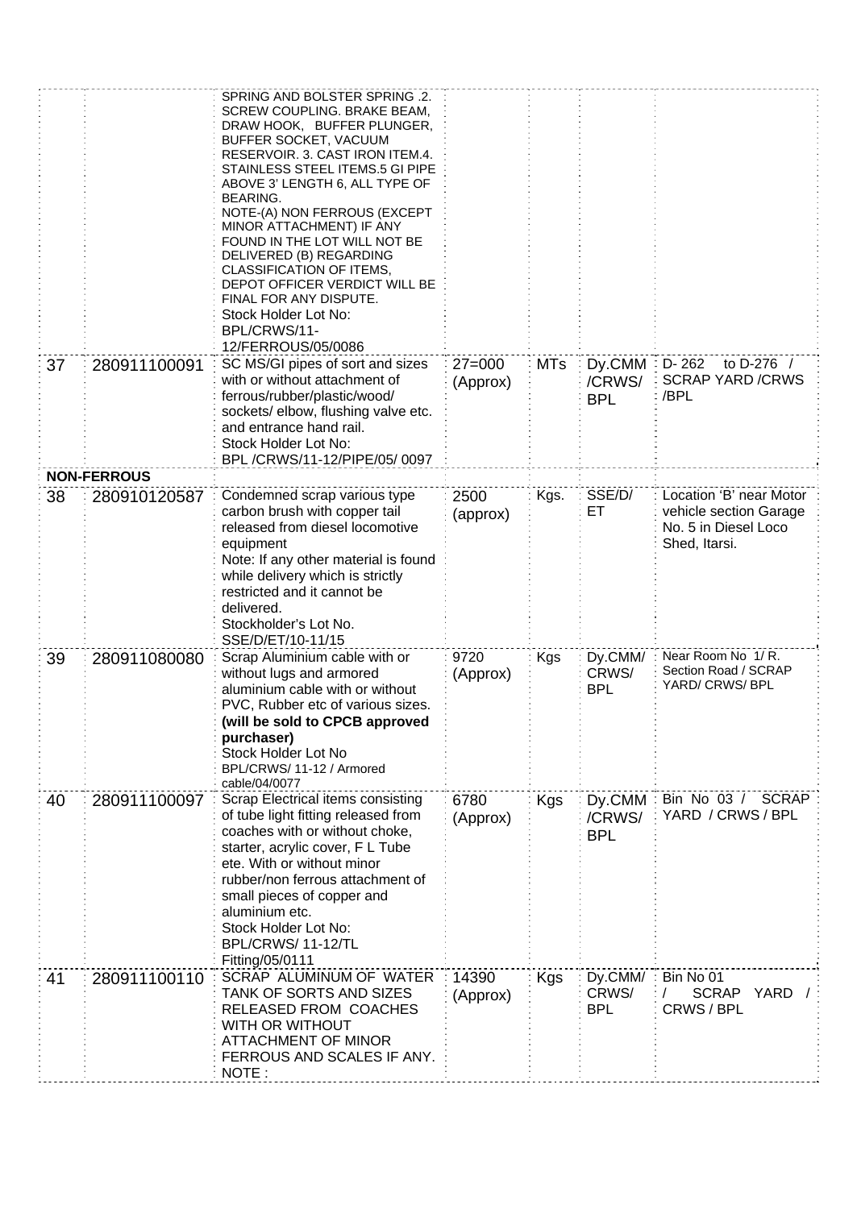|  |  |  |  |  |  |  |
|---|---|---|---|---|---|---|
|  |  | SPRING AND BOLSTER SPRING .2. SCREW COUPLING. BRAKE BEAM, DRAW HOOK, BUFFER PLUNGER, BUFFER SOCKET, VACUUM RESERVOIR. 3. CAST IRON ITEM.4. STAINLESS STEEL ITEMS.5 GI PIPE ABOVE 3' LENGTH 6, ALL TYPE OF BEARING.<br>NOTE-(A) NON FERROUS (EXCEPT MINOR ATTACHMENT) IF ANY FOUND IN THE LOT WILL NOT BE DELIVERED (B) REGARDING CLASSIFICATION OF ITEMS, DEPOT OFFICER VERDICT WILL BE FINAL FOR ANY DISPUTE.<br>Stock Holder Lot No: BPL/CRWS/11-12/FERROUS/05/0086 |  |  |  |  |
| 37 | 280911100091 | SC MS/GI pipes of sort and sizes with or without attachment of ferrous/rubber/plastic/wood/ sockets/ elbow, flushing valve etc. and entrance hand rail.<br>Stock Holder Lot No: BPL /CRWS/11-12/PIPE/05/ 0097 | 27=000 (Approx) | MTs | Dy.CMM /CRWS/ BPL | D- 262 to D-276 / SCRAP YARD /CRWS /BPL |
|  | **NON-FERROUS** |  |  |  |  |  |
| 38 | 280910120587 | Condemned scrap various type carbon brush with copper tail released from diesel locomotive equipment<br>Note: If any other material is found while delivery which is strictly restricted and it cannot be delivered.<br>Stockholder's Lot No. SSE/D/ET/10-11/15 | 2500 (approx) | Kgs. | SSE/D/ ET | Location 'B' near Motor vehicle section Garage No. 5 in Diesel Loco Shed, Itarsi. |
| 39 | 280911080080 | Scrap Aluminium cable with or without lugs and armored aluminium cable with or without PVC, Rubber etc of various sizes. **(will be sold to CPCB approved purchaser)**<br>Stock Holder Lot No BPL/CRWS/ 11-12 / Armored cable/04/0077 | 9720 (Approx) | Kgs | Dy.CMM/ CRWS/ BPL | Near Room No 1/ R. Section Road / SCRAP YARD/ CRWS/ BPL |
| 40 | 280911100097 | Scrap Electrical items consisting of tube light fitting released from coaches with or without choke, starter, acrylic cover, F L Tube ete. With or without minor rubber/non ferrous attachment of small pieces of copper and aluminium etc.<br>Stock Holder Lot No: BPL/CRWS/ 11-12/TL Fitting/05/0111 | 6780 (Approx) | Kgs | Dy.CMM /CRWS/ BPL | Bin No 03 / SCRAP YARD / CRWS / BPL |
| 41 | 280911100110 | SCRAP ALUMINUM OF WATER TANK OF SORTS AND SIZES RELEASED FROM COACHES WITH OR WITHOUT ATTACHMENT OF MINOR FERROUS AND SCALES IF ANY.<br>NOTE : | 14390 (Approx) | Kgs | Dy.CMM/ CRWS/ BPL | Bin No 01 / SCRAP YARD / CRWS / BPL |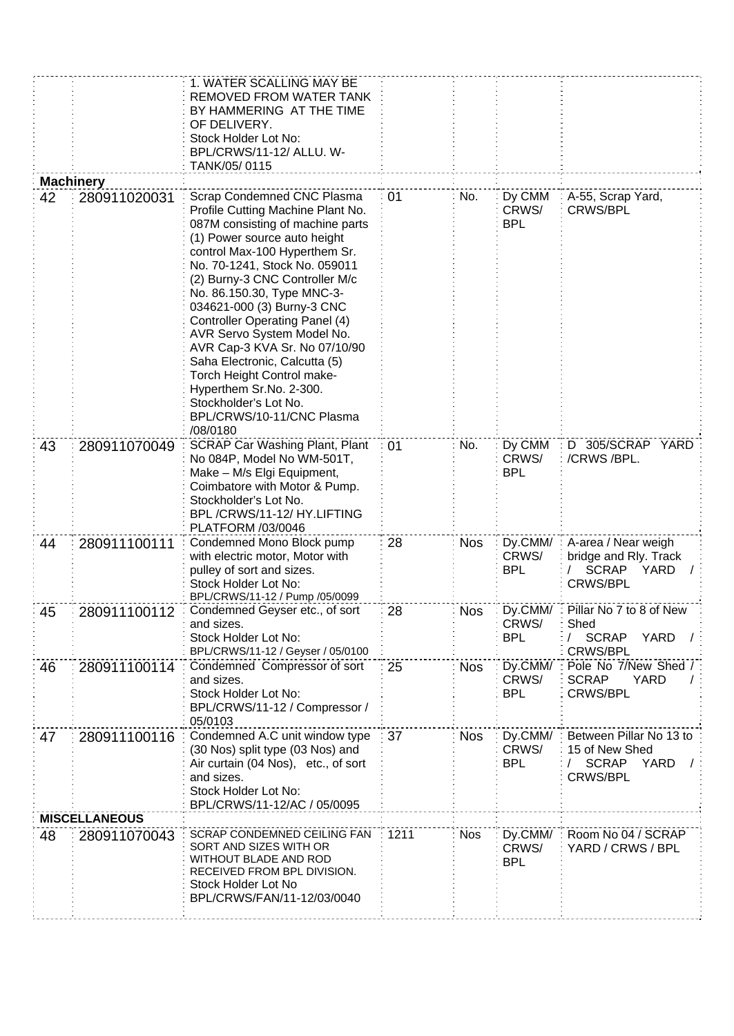| | | | | | | |
|---|---|---|---|---|---|---|
| | | 1. WATER SCALLING MAY BE REMOVED FROM WATER TANK BY HAMMERING AT THE TIME OF DELIVERY. Stock Holder Lot No: BPL/CRWS/11-12/ ALLU. W-TANK/05/ 0115 | | | | |
| **Machinery** | | | | | | |
| 42 | 280911020031 | Scrap Condemned CNC Plasma Profile Cutting Machine Plant No. 087M consisting of machine parts (1) Power source auto height control Max-100 Hyperthem Sr. No. 70-1241, Stock No. 059011 (2) Burny-3 CNC Controller M/c No. 86.150.30, Type MNC-3-034621-000 (3) Burny-3 CNC Controller Operating Panel (4) AVR Servo System Model No. AVR Cap-3 KVA Sr. No 07/10/90 Saha Electronic, Calcutta (5) Torch Height Control make-Hyperthem Sr.No. 2-300. Stockholder's Lot No. BPL/CRWS/10-11/CNC Plasma /08/0180 | 01 | No. | Dy CMM CRWS/ BPL | A-55, Scrap Yard, CRWS/BPL |
| 43 | 280911070049 | SCRAP Car Washing Plant, Plant No 084P, Model No WM-501T, Make – M/s Elgi Equipment, Coimbatore with Motor & Pump. Stockholder's Lot No. BPL /CRWS/11-12/ HY.LIFTING PLATFORM /03/0046 | 01 | No. | Dy CMM CRWS/ BPL | D 305/SCRAP YARD /CRWS /BPL. |
| 44 | 280911100111 | Condemned Mono Block pump with electric motor, Motor with pulley of sort and sizes. Stock Holder Lot No: BPL/CRWS/11-12 / Pump /05/0099 | 28 | Nos | Dy.CMM/ CRWS/ BPL | A-area / Near weigh bridge and Rly. Track / SCRAP YARD / CRWS/BPL |
| 45 | 280911100112 | Condemned Geyser etc., of sort and sizes. Stock Holder Lot No: BPL/CRWS/11-12 / Geyser / 05/0100 | 28 | Nos | Dy.CMM/ CRWS/ BPL | Pillar No 7 to 8 of New Shed / SCRAP YARD / CRWS/BPL |
| 46 | 280911100114 | Condemned Compressor of sort and sizes. Stock Holder Lot No: BPL/CRWS/11-12 / Compressor / 05/0103 | 25 | Nos | Dy.CMM/ CRWS/ BPL | Pole No 7/New Shed / SCRAP YARD / CRWS/BPL |
| 47 | 280911100116 | Condemned A.C unit window type (30 Nos) split type (03 Nos) and Air curtain (04 Nos), etc., of sort and sizes. Stock Holder Lot No: BPL/CRWS/11-12/AC / 05/0095 | 37 | Nos | Dy.CMM/ CRWS/ BPL | Between Pillar No 13 to 15 of New Shed / SCRAP YARD / CRWS/BPL |
| **MISCELLANEOUS** | | | | | | |
| 48 | 280911070043 | SCRAP CONDEMNED CEILING FAN SORT AND SIZES WITH OR WITHOUT BLADE AND ROD RECEIVED FROM BPL DIVISION. Stock Holder Lot No BPL/CRWS/FAN/11-12/03/0040 | 1211 | Nos | Dy.CMM/ CRWS/ BPL | Room No 04 / SCRAP YARD / CRWS / BPL |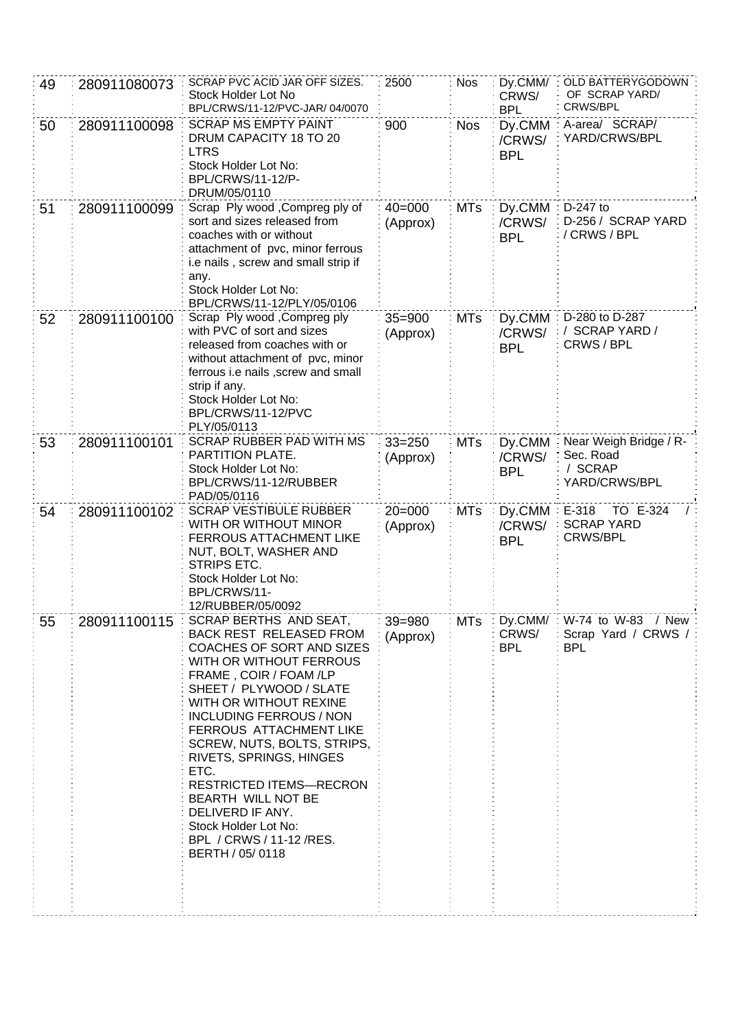| 49 | 280911080073 | SCRAP PVC ACID JAR OFF SIZES. Stock Holder Lot No BPL/CRWS/11-12/PVC-JAR/ 04/0070 | 2500 | Nos | Dy.CMM/ CRWS/ BPL | OLD BATTERYGODOWN OF SCRAP YARD/ CRWS/BPL |
|---|---|---|---|---|---|---|
| 50 | 280911100098 | SCRAP MS EMPTY PAINT DRUM CAPACITY 18 TO 20 LTRS Stock Holder Lot No: BPL/CRWS/11-12/P-DRUM/05/0110 | 900 | Nos | Dy.CMM /CRWS/ BPL | A-area/ SCRAP/ YARD/CRWS/BPL |
| 51 | 280911100099 | Scrap Ply wood ,Compreg ply of sort and sizes released from coaches with or without attachment of pvc, minor ferrous i.e nails , screw and small strip if any. Stock Holder Lot No: BPL/CRWS/11-12/PLY/05/0106 | 40=000 (Approx) | MTs | Dy.CMM /CRWS/ BPL | D-247 to D-256 / SCRAP YARD / CRWS / BPL |
| 52 | 280911100100 | Scrap Ply wood ,Compreg ply with PVC of sort and sizes released from coaches with or without attachment of pvc, minor ferrous i.e nails ,screw and small strip if any. Stock Holder Lot No: BPL/CRWS/11-12/PVC PLY/05/0113 | 35=900 (Approx) | MTs | Dy.CMM /CRWS/ BPL | D-280 to D-287 / SCRAP YARD / CRWS / BPL |
| 53 | 280911100101 | SCRAP RUBBER PAD WITH MS PARTITION PLATE. Stock Holder Lot No: BPL/CRWS/11-12/RUBBER PAD/05/0116 | 33=250 (Approx) | MTs | Dy.CMM /CRWS/ BPL | Near Weigh Bridge / R-Sec. Road / SCRAP YARD/CRWS/BPL |
| 54 | 280911100102 | SCRAP VESTIBULE RUBBER WITH OR WITHOUT MINOR FERROUS ATTACHMENT LIKE NUT, BOLT, WASHER AND STRIPS ETC. Stock Holder Lot No: BPL/CRWS/11-12/RUBBER/05/0092 | 20=000 (Approx) | MTs | Dy.CMM /CRWS/ BPL | E-318 TO E-324 / SCRAP YARD CRWS/BPL |
| 55 | 280911100115 | SCRAP BERTHS AND SEAT, BACK REST RELEASED FROM COACHES OF SORT AND SIZES WITH OR WITHOUT FERROUS FRAME , COIR / FOAM /LP SHEET / PLYWOOD / SLATE WITH OR WITHOUT REXINE INCLUDING FERROUS / NON FERROUS ATTACHMENT LIKE SCREW, NUTS, BOLTS, STRIPS, RIVETS, SPRINGS, HINGES ETC. RESTRICTED ITEMS—RECRON BEARTH WILL NOT BE DELIVERD IF ANY. Stock Holder Lot No: BPL / CRWS / 11-12 /RES. BERTH / 05/ 0118 | 39=980 (Approx) | MTs | Dy.CMM/ CRWS/ BPL | W-74 to W-83 / New Scrap Yard / CRWS / BPL |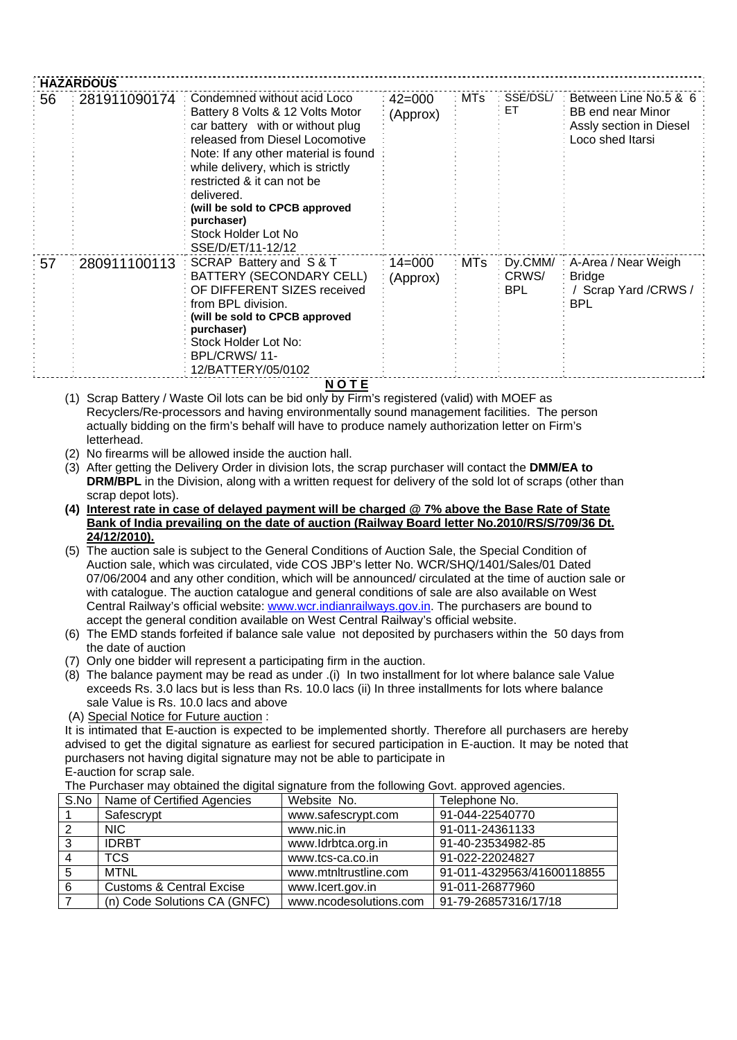| HAZARDOUS | | | | | | |
|---|---|---|---|---|---|---|
| 56 | 281911090174 | Condemned without acid Loco Battery 8 Volts & 12 Volts Motor car battery with or without plug released from Diesel Locomotive Note: If any other material is found while delivery, which is strictly restricted & it can not be delivered. **(will be sold to CPCB approved purchaser)** Stock Holder Lot No SSE/D/ET/11-12/12 | 42=000 (Approx) | MTs | SSE/DSL/ET | Between Line No.5 & 6 BB end near Minor Assly section in Diesel Loco shed Itarsi |
| 57 | 280911100113 | SCRAP Battery and S & T BATTERY (SECONDARY CELL) OF DIFFERENT SIZES received from BPL division. **(will be sold to CPCB approved purchaser)** Stock Holder Lot No: BPL/CRWS/ 11-12/BATTERY/05/0102 | 14=000 (Approx) | MTs | Dy.CMM/ CRWS/ BPL | A-Area / Near Weigh Bridge / Scrap Yard /CRWS / BPL |

## NOTE

(1) Scrap Battery / Waste Oil lots can be bid only by Firm's registered (valid) with MOEF as Recyclers/Re-processors and having environmentally sound management facilities. The person actually bidding on the firm's behalf will have to produce namely authorization letter on Firm's letterhead.

(2) No firearms will be allowed inside the auction hall.

(3) After getting the Delivery Order in division lots, the scrap purchaser will contact the **DMM/EA to DRM/BPL** in the Division, along with a written request for delivery of the sold lot of scraps (other than scrap depot lots).

(4) **Interest rate in case of delayed payment will be charged @ 7% above the Base Rate of State Bank of India prevailing on the date of auction (Railway Board letter No.2010/RS/S/709/36 Dt. 24/12/2010).**

(5) The auction sale is subject to the General Conditions of Auction Sale, the Special Condition of Auction sale, which was circulated, vide COS JBP's letter No. WCR/SHQ/1401/Sales/01 Dated 07/06/2004 and any other condition, which will be announced/ circulated at the time of auction sale or with catalogue. The auction catalogue and general conditions of sale are also available on West Central Railway's official website: www.wcr.indianrailways.gov.in. The purchasers are bound to accept the general condition available on West Central Railway's official website.

(6) The EMD stands forfeited if balance sale value not deposited by purchasers within the 50 days from the date of auction

(7) Only one bidder will represent a participating firm in the auction.

(8) The balance payment may be read as under .(i) In two installment for lot where balance sale Value exceeds Rs. 3.0 lacs but is less than Rs. 10.0 lacs (ii) In three installments for lots where balance sale Value is Rs. 10.0 lacs and above

(A) Special Notice for Future auction :

It is intimated that E-auction is expected to be implemented shortly. Therefore all purchasers are hereby advised to get the digital signature as earliest for secured participation in E-auction. It may be noted that purchasers not having digital signature may not be able to participate in E-auction for scrap sale.

The Purchaser may obtained the digital signature from the following Govt. approved agencies.

| S.No | Name of Certified Agencies | Website No. | Telephone No. |
|---|---|---|---|
| 1 | Safescrypt | www.safescrypt.com | 91-044-22540770 |
| 2 | NIC | www.nic.in | 91-011-24361133 |
| 3 | IDRBT | www.Idrbtca.org.in | 91-40-23534982-85 |
| 4 | TCS | www.tcs-ca.co.in | 91-022-22024827 |
| 5 | MTNL | www.mtnltrustline.com | 91-011-4329563/41600118855 |
| 6 | Customs & Central Excise | www.Icert.gov.in | 91-011-26877960 |
| 7 | (n) Code Solutions CA (GNFC) | www.ncodesolutions.com | 91-79-26857316/17/18 |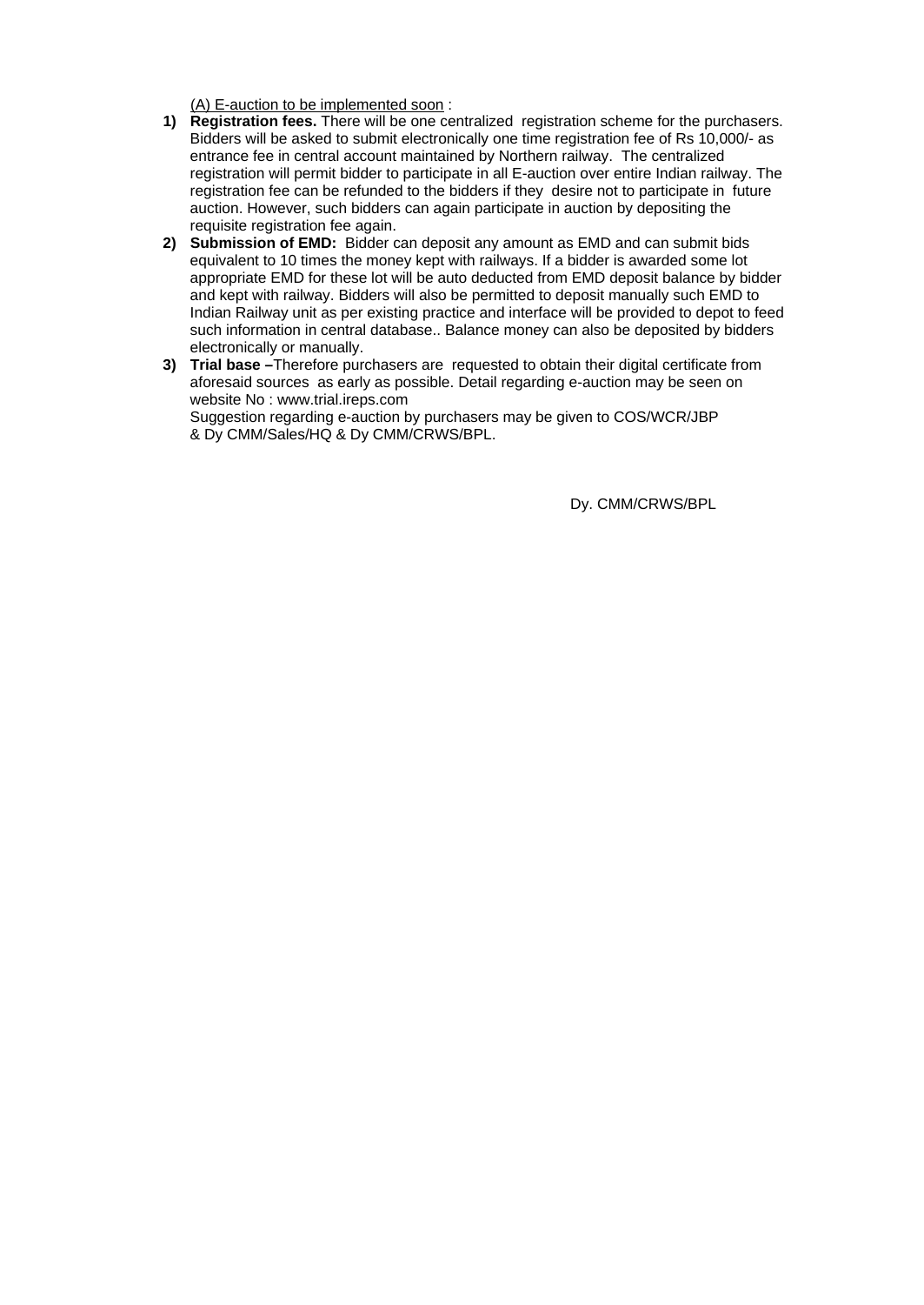<u>(A) E-auction to be implemented soon</u> :

1) **Registration fees.** There will be one centralized registration scheme for the purchasers. Bidders will be asked to submit electronically one time registration fee of Rs 10,000/- as entrance fee in central account maintained by Northern railway. The centralized registration will permit bidder to participate in all E-auction over entire Indian railway. The registration fee can be refunded to the bidders if they desire not to participate in future auction. However, such bidders can again participate in auction by depositing the requisite registration fee again.
2) **Submission of EMD:** Bidder can deposit any amount as EMD and can submit bids equivalent to 10 times the money kept with railways. If a bidder is awarded some lot appropriate EMD for these lot will be auto deducted from EMD deposit balance by bidder and kept with railway. Bidders will also be permitted to deposit manually such EMD to Indian Railway unit as per existing practice and interface will be provided to depot to feed such information in central database.. Balance money can also be deposited by bidders electronically or manually.
3) **Trial base –**Therefore purchasers are requested to obtain their digital certificate from aforesaid sources as early as possible. Detail regarding e-auction may be seen on website No : www.trial.ireps.com
   Suggestion regarding e-auction by purchasers may be given to COS/WCR/JBP & Dy CMM/Sales/HQ & Dy CMM/CRWS/BPL.

Dy. CMM/CRWS/BPL